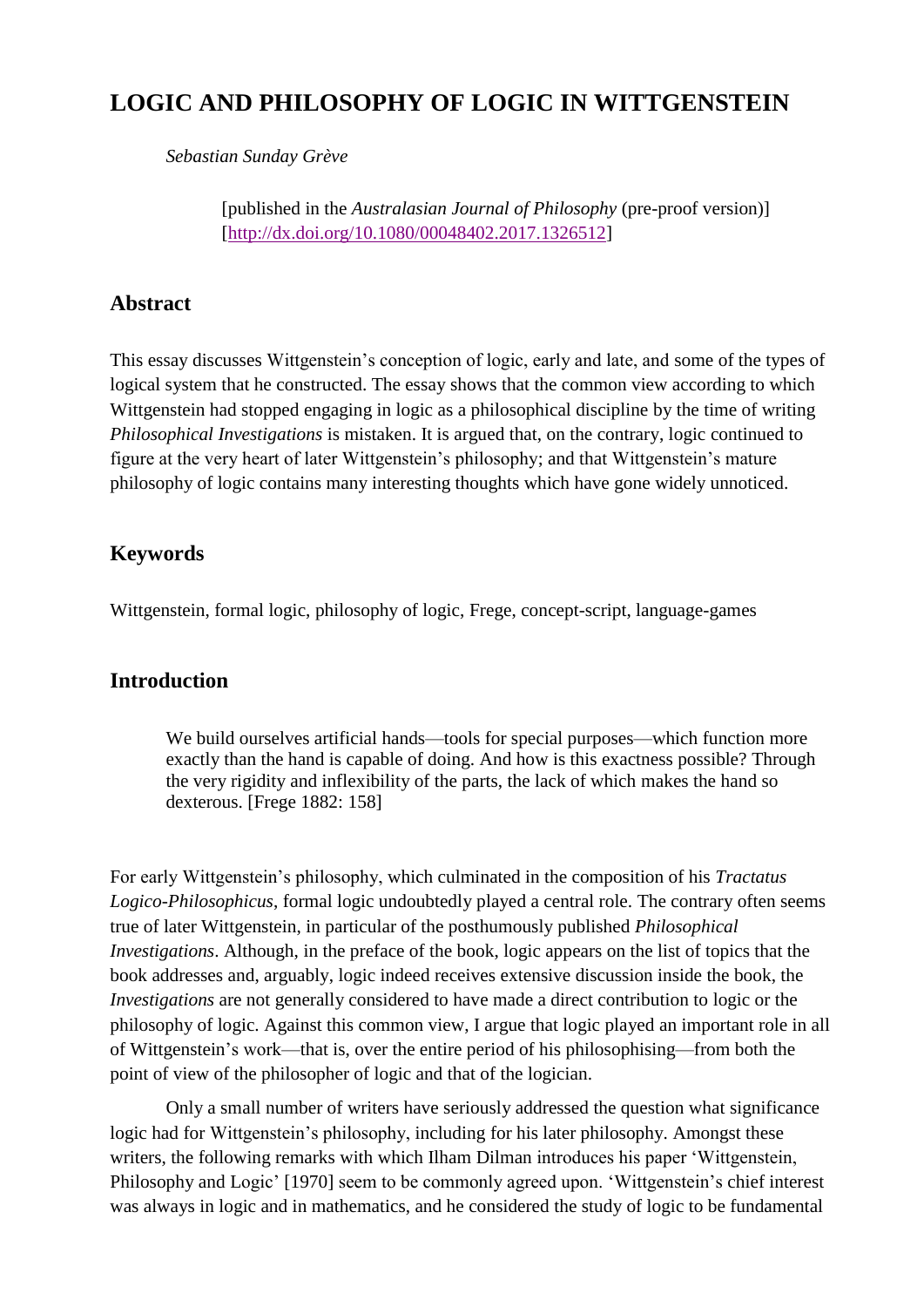# LOGIC AND PHILOSOPHY OF LOGIC IN WITTGENSTEIN

*Sebastian Sunday Grève*

> [published in the *Australasian Journal of Philosophy* (pre-proof version)]
> [http://dx.doi.org/10.1080/00048402.2017.1326512]

## Abstract

This essay discusses Wittgenstein's conception of logic, early and late, and some of the types of logical system that he constructed. The essay shows that the common view according to which Wittgenstein had stopped engaging in logic as a philosophical discipline by the time of writing *Philosophical Investigations* is mistaken. It is argued that, on the contrary, logic continued to figure at the very heart of later Wittgenstein's philosophy; and that Wittgenstein's mature philosophy of logic contains many interesting thoughts which have gone widely unnoticed.

## Keywords

Wittgenstein, formal logic, philosophy of logic, Frege, concept-script, language-games

## Introduction

> We build ourselves artificial hands—tools for special purposes—which function more exactly than the hand is capable of doing. And how is this exactness possible? Through the very rigidity and inflexibility of the parts, the lack of which makes the hand so dexterous. [Frege 1882: 158]

For early Wittgenstein's philosophy, which culminated in the composition of his *Tractatus Logico-Philosophicus*, formal logic undoubtedly played a central role. The contrary often seems true of later Wittgenstein, in particular of the posthumously published *Philosophical Investigations*. Although, in the preface of the book, logic appears on the list of topics that the book addresses and, arguably, logic indeed receives extensive discussion inside the book, the *Investigations* are not generally considered to have made a direct contribution to logic or the philosophy of logic. Against this common view, I argue that logic played an important role in all of Wittgenstein's work—that is, over the entire period of his philosophising—from both the point of view of the philosopher of logic and that of the logician.

Only a small number of writers have seriously addressed the question what significance logic had for Wittgenstein's philosophy, including for his later philosophy. Amongst these writers, the following remarks with which Ilham Dilman introduces his paper 'Wittgenstein, Philosophy and Logic' [1970] seem to be commonly agreed upon. 'Wittgenstein's chief interest was always in logic and in mathematics, and he considered the study of logic to be fundamental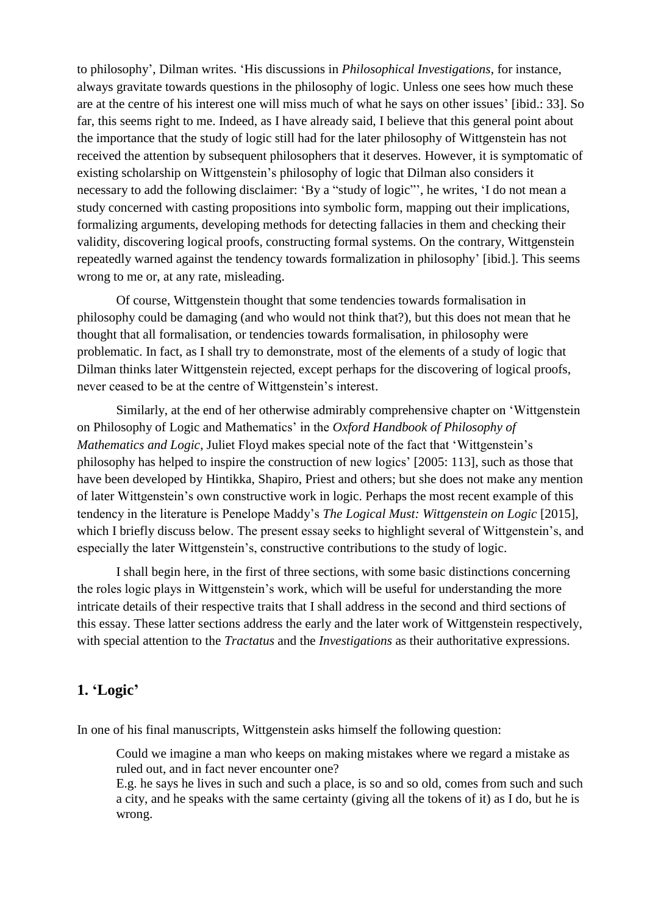to philosophy', Dilman writes. 'His discussions in *Philosophical Investigations*, for instance, always gravitate towards questions in the philosophy of logic. Unless one sees how much these are at the centre of his interest one will miss much of what he says on other issues' [ibid.: 33]. So far, this seems right to me. Indeed, as I have already said, I believe that this general point about the importance that the study of logic still had for the later philosophy of Wittgenstein has not received the attention by subsequent philosophers that it deserves. However, it is symptomatic of existing scholarship on Wittgenstein's philosophy of logic that Dilman also considers it necessary to add the following disclaimer: 'By a "study of logic"', he writes, 'I do not mean a study concerned with casting propositions into symbolic form, mapping out their implications, formalizing arguments, developing methods for detecting fallacies in them and checking their validity, discovering logical proofs, constructing formal systems. On the contrary, Wittgenstein repeatedly warned against the tendency towards formalization in philosophy' [ibid.]. This seems wrong to me or, at any rate, misleading.

Of course, Wittgenstein thought that some tendencies towards formalisation in philosophy could be damaging (and who would not think that?), but this does not mean that he thought that all formalisation, or tendencies towards formalisation, in philosophy were problematic. In fact, as I shall try to demonstrate, most of the elements of a study of logic that Dilman thinks later Wittgenstein rejected, except perhaps for the discovering of logical proofs, never ceased to be at the centre of Wittgenstein's interest.

Similarly, at the end of her otherwise admirably comprehensive chapter on 'Wittgenstein on Philosophy of Logic and Mathematics' in the *Oxford Handbook of Philosophy of Mathematics and Logic*, Juliet Floyd makes special note of the fact that 'Wittgenstein's philosophy has helped to inspire the construction of new logics' [2005: 113], such as those that have been developed by Hintikka, Shapiro, Priest and others; but she does not make any mention of later Wittgenstein's own constructive work in logic. Perhaps the most recent example of this tendency in the literature is Penelope Maddy's *The Logical Must: Wittgenstein on Logic* [2015], which I briefly discuss below. The present essay seeks to highlight several of Wittgenstein's, and especially the later Wittgenstein's, constructive contributions to the study of logic.

I shall begin here, in the first of three sections, with some basic distinctions concerning the roles logic plays in Wittgenstein's work, which will be useful for understanding the more intricate details of their respective traits that I shall address in the second and third sections of this essay. These latter sections address the early and the later work of Wittgenstein respectively, with special attention to the *Tractatus* and the *Investigations* as their authoritative expressions.

## 1. 'Logic'

In one of his final manuscripts, Wittgenstein asks himself the following question:

> Could we imagine a man who keeps on making mistakes where we regard a mistake as ruled out, and in fact never encounter one?
> E.g. he says he lives in such and such a place, is so and so old, comes from such and such a city, and he speaks with the same certainty (giving all the tokens of it) as I do, but he is wrong.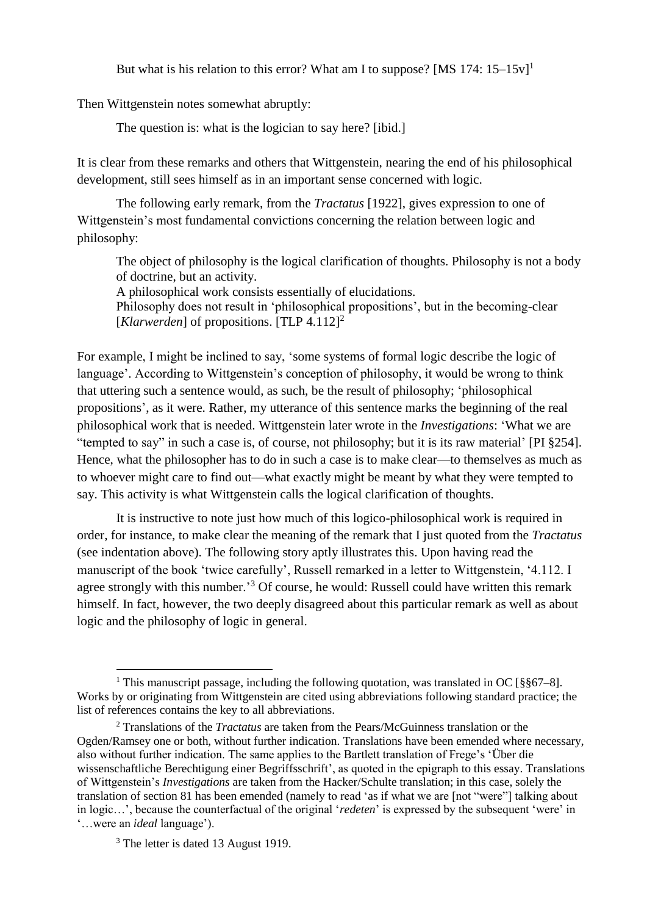> But what is his relation to this error? What am I to suppose? [MS 174: 15–15v][1]

Then Wittgenstein notes somewhat abruptly:

> The question is: what is the logician to say here? [ibid.]

It is clear from these remarks and others that Wittgenstein, nearing the end of his philosophical development, still sees himself as in an important sense concerned with logic.

The following early remark, from the *Tractatus* [1922], gives expression to one of Wittgenstein's most fundamental convictions concerning the relation between logic and philosophy:

> The object of philosophy is the logical clarification of thoughts. Philosophy is not a body of doctrine, but an activity.
> A philosophical work consists essentially of elucidations.
> Philosophy does not result in 'philosophical propositions', but in the becoming-clear [*Klarwerden*] of propositions. [TLP 4.112][2]

For example, I might be inclined to say, 'some systems of formal logic describe the logic of language'. According to Wittgenstein's conception of philosophy, it would be wrong to think that uttering such a sentence would, as such, be the result of philosophy; 'philosophical propositions', as it were. Rather, my utterance of this sentence marks the beginning of the real philosophical work that is needed. Wittgenstein later wrote in the *Investigations*: 'What we are "tempted to say" in such a case is, of course, not philosophy; but it is its raw material' [PI §254]. Hence, what the philosopher has to do in such a case is to make clear—to themselves as much as to whoever might care to find out—what exactly might be meant by what they were tempted to say. This activity is what Wittgenstein calls the logical clarification of thoughts.

It is instructive to note just how much of this logico-philosophical work is required in order, for instance, to make clear the meaning of the remark that I just quoted from the *Tractatus* (see indentation above). The following story aptly illustrates this. Upon having read the manuscript of the book 'twice carefully', Russell remarked in a letter to Wittgenstein, '4.112. I agree strongly with this number.'[3] Of course, he would: Russell could have written this remark himself. In fact, however, the two deeply disagreed about this particular remark as well as about logic and the philosophy of logic in general.

---

[1] This manuscript passage, including the following quotation, was translated in OC [§§67–8]. Works by or originating from Wittgenstein are cited using abbreviations following standard practice; the list of references contains the key to all abbreviations.

[2] Translations of the *Tractatus* are taken from the Pears/McGuinness translation or the Ogden/Ramsey one or both, without further indication. Translations have been emended where necessary, also without further indication. The same applies to the Bartlett translation of Frege's 'Über die wissenschaftliche Berechtigung einer Begriffsschrift', as quoted in the epigraph to this essay. Translations of Wittgenstein's *Investigations* are taken from the Hacker/Schulte translation; in this case, solely the translation of section 81 has been emended (namely to read 'as if what we are [not "were"] talking about in logic…', because the counterfactual of the original '*redeten*' is expressed by the subsequent 'were' in '…were an *ideal* language').

[3] The letter is dated 13 August 1919.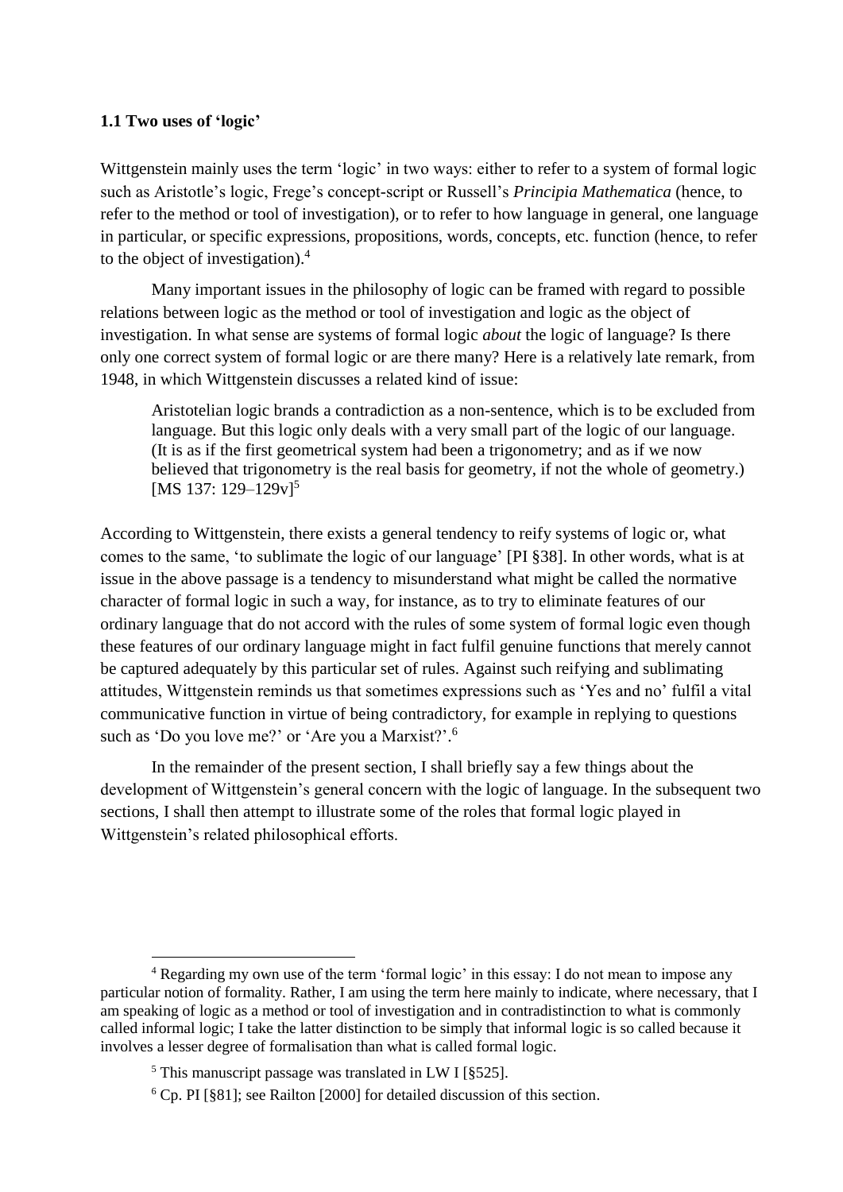### 1.1 Two uses of 'logic'

Wittgenstein mainly uses the term 'logic' in two ways: either to refer to a system of formal logic such as Aristotle's logic, Frege's concept-script or Russell's *Principia Mathematica* (hence, to refer to the method or tool of investigation), or to refer to how language in general, one language in particular, or specific expressions, propositions, words, concepts, etc. function (hence, to refer to the object of investigation).[4]

Many important issues in the philosophy of logic can be framed with regard to possible relations between logic as the method or tool of investigation and logic as the object of investigation. In what sense are systems of formal logic *about* the logic of language? Is there only one correct system of formal logic or are there many? Here is a relatively late remark, from 1948, in which Wittgenstein discusses a related kind of issue:

> Aristotelian logic brands a contradiction as a non-sentence, which is to be excluded from language. But this logic only deals with a very small part of the logic of our language. (It is as if the first geometrical system had been a trigonometry; and as if we now believed that trigonometry is the real basis for geometry, if not the whole of geometry.) [MS 137: 129–129v][5]

According to Wittgenstein, there exists a general tendency to reify systems of logic or, what comes to the same, 'to sublimate the logic of our language' [PI §38]. In other words, what is at issue in the above passage is a tendency to misunderstand what might be called the normative character of formal logic in such a way, for instance, as to try to eliminate features of our ordinary language that do not accord with the rules of some system of formal logic even though these features of our ordinary language might in fact fulfil genuine functions that merely cannot be captured adequately by this particular set of rules. Against such reifying and sublimating attitudes, Wittgenstein reminds us that sometimes expressions such as 'Yes and no' fulfil a vital communicative function in virtue of being contradictory, for example in replying to questions such as 'Do you love me?' or 'Are you a Marxist?'.[6]

In the remainder of the present section, I shall briefly say a few things about the development of Wittgenstein's general concern with the logic of language. In the subsequent two sections, I shall then attempt to illustrate some of the roles that formal logic played in Wittgenstein's related philosophical efforts.

---

[4] Regarding my own use of the term 'formal logic' in this essay: I do not mean to impose any particular notion of formality. Rather, I am using the term here mainly to indicate, where necessary, that I am speaking of logic as a method or tool of investigation and in contradistinction to what is commonly called informal logic; I take the latter distinction to be simply that informal logic is so called because it involves a lesser degree of formalisation than what is called formal logic.

[5] This manuscript passage was translated in LW I [§525].

[6] Cp. PI [§81]; see Railton [2000] for detailed discussion of this section.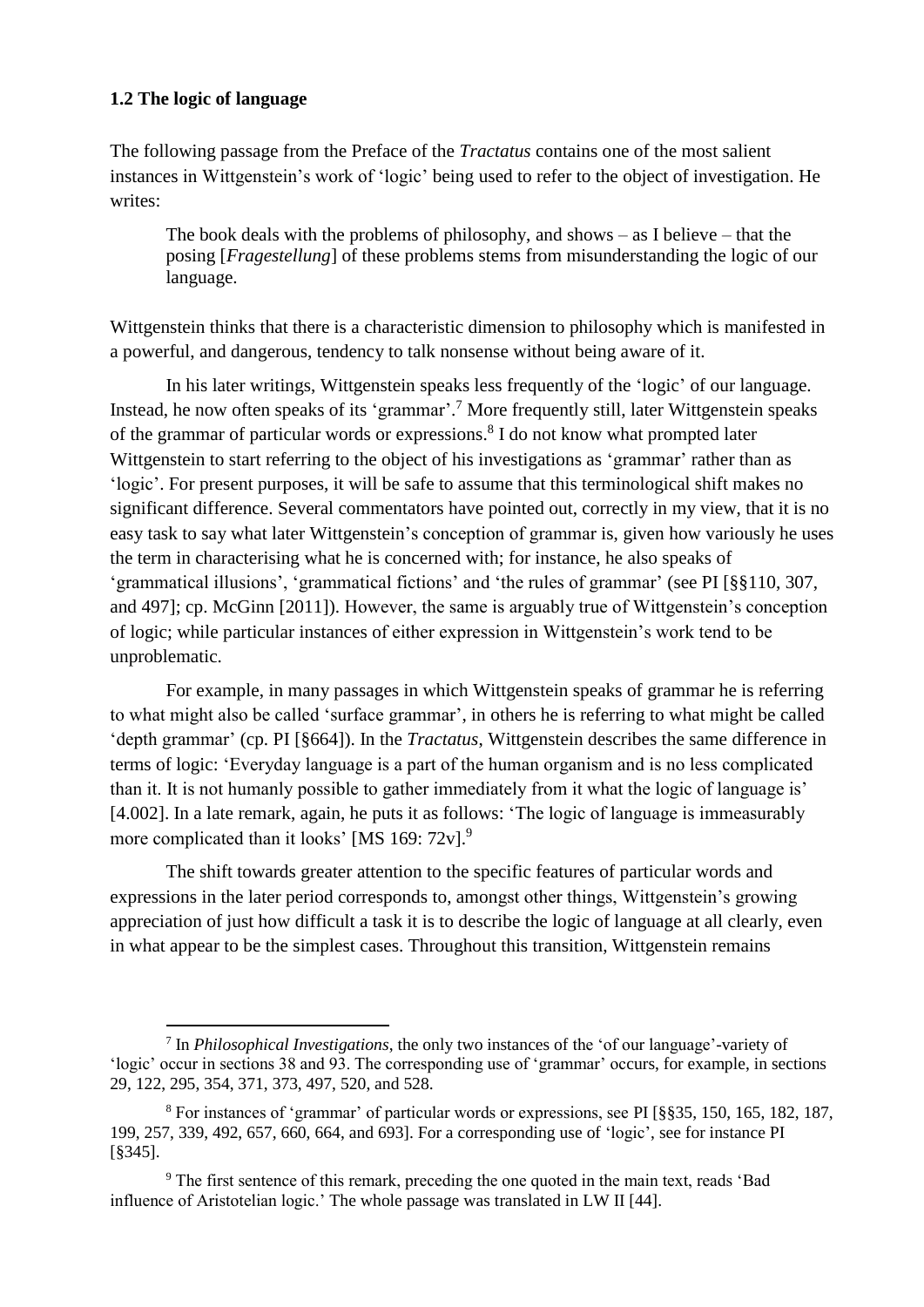### 1.2 The logic of language

The following passage from the Preface of the *Tractatus* contains one of the most salient instances in Wittgenstein's work of 'logic' being used to refer to the object of investigation. He writes:

> The book deals with the problems of philosophy, and shows – as I believe – that the posing [*Fragestellung*] of these problems stems from misunderstanding the logic of our language.

Wittgenstein thinks that there is a characteristic dimension to philosophy which is manifested in a powerful, and dangerous, tendency to talk nonsense without being aware of it.

In his later writings, Wittgenstein speaks less frequently of the 'logic' of our language. Instead, he now often speaks of its 'grammar'.[7] More frequently still, later Wittgenstein speaks of the grammar of particular words or expressions.[8] I do not know what prompted later Wittgenstein to start referring to the object of his investigations as 'grammar' rather than as 'logic'. For present purposes, it will be safe to assume that this terminological shift makes no significant difference. Several commentators have pointed out, correctly in my view, that it is no easy task to say what later Wittgenstein's conception of grammar is, given how variously he uses the term in characterising what he is concerned with; for instance, he also speaks of 'grammatical illusions', 'grammatical fictions' and 'the rules of grammar' (see PI [§§110, 307, and 497]; cp. McGinn [2011]). However, the same is arguably true of Wittgenstein's conception of logic; while particular instances of either expression in Wittgenstein's work tend to be unproblematic.

For example, in many passages in which Wittgenstein speaks of grammar he is referring to what might also be called 'surface grammar', in others he is referring to what might be called 'depth grammar' (cp. PI [§664]). In the *Tractatus*, Wittgenstein describes the same difference in terms of logic: 'Everyday language is a part of the human organism and is no less complicated than it. It is not humanly possible to gather immediately from it what the logic of language is' [4.002]. In a late remark, again, he puts it as follows: 'The logic of language is immeasurably more complicated than it looks' [MS 169: 72v].[9]

The shift towards greater attention to the specific features of particular words and expressions in the later period corresponds to, amongst other things, Wittgenstein's growing appreciation of just how difficult a task it is to describe the logic of language at all clearly, even in what appear to be the simplest cases. Throughout this transition, Wittgenstein remains

---

[7] In *Philosophical Investigations*, the only two instances of the 'of our language'-variety of 'logic' occur in sections 38 and 93. The corresponding use of 'grammar' occurs, for example, in sections 29, 122, 295, 354, 371, 373, 497, 520, and 528.

[8] For instances of 'grammar' of particular words or expressions, see PI [§§35, 150, 165, 182, 187, 199, 257, 339, 492, 657, 660, 664, and 693]. For a corresponding use of 'logic', see for instance PI [§345].

[9] The first sentence of this remark, preceding the one quoted in the main text, reads 'Bad influence of Aristotelian logic.' The whole passage was translated in LW II [44].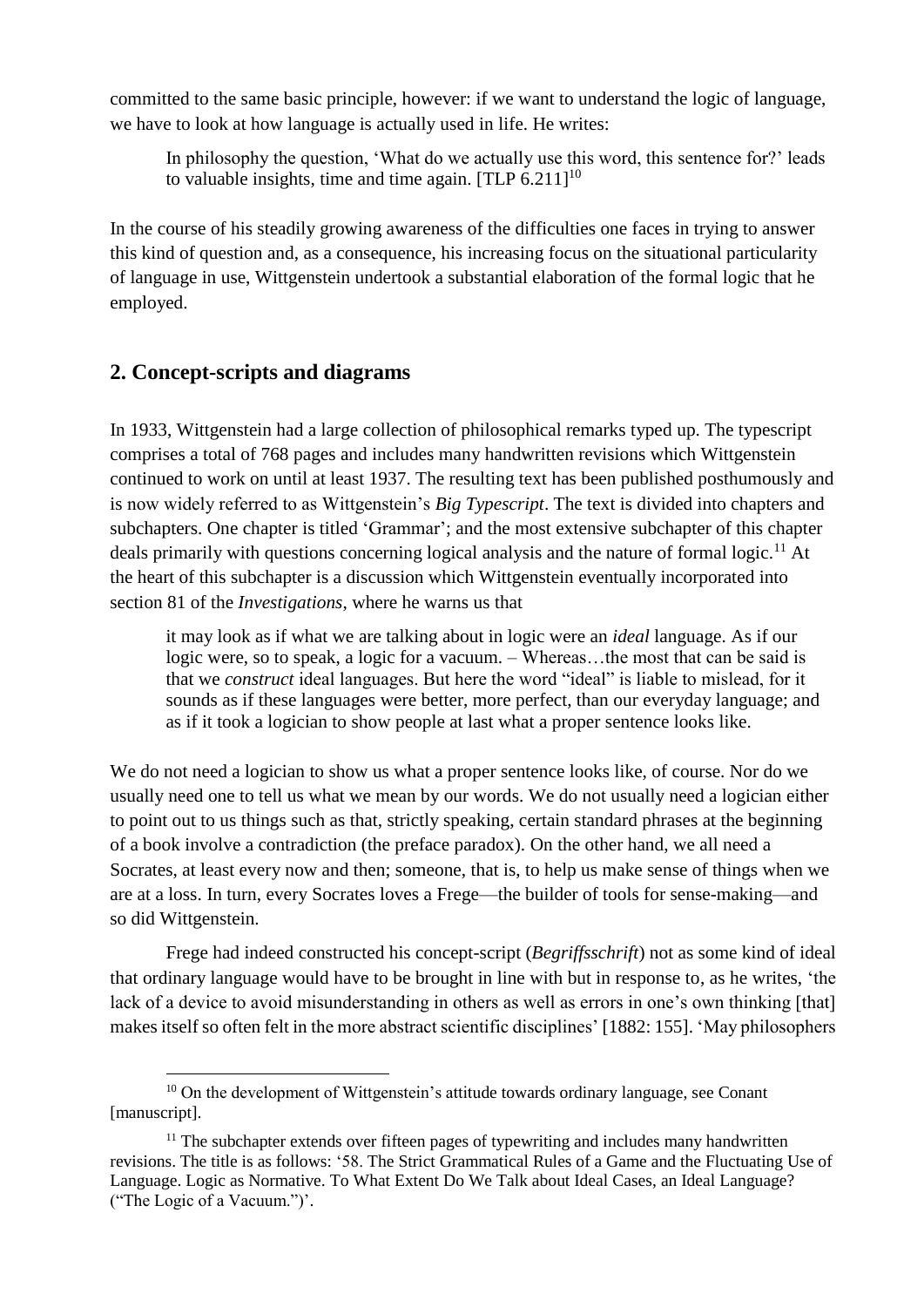committed to the same basic principle, however: if we want to understand the logic of language, we have to look at how language is actually used in life. He writes:

> In philosophy the question, 'What do we actually use this word, this sentence for?' leads to valuable insights, time and time again. [TLP 6.211][10]

In the course of his steadily growing awareness of the difficulties one faces in trying to answer this kind of question and, as a consequence, his increasing focus on the situational particularity of language in use, Wittgenstein undertook a substantial elaboration of the formal logic that he employed.

## 2. Concept-scripts and diagrams

In 1933, Wittgenstein had a large collection of philosophical remarks typed up. The typescript comprises a total of 768 pages and includes many handwritten revisions which Wittgenstein continued to work on until at least 1937. The resulting text has been published posthumously and is now widely referred to as Wittgenstein's *Big Typescript*. The text is divided into chapters and subchapters. One chapter is titled 'Grammar'; and the most extensive subchapter of this chapter deals primarily with questions concerning logical analysis and the nature of formal logic.[11] At the heart of this subchapter is a discussion which Wittgenstein eventually incorporated into section 81 of the *Investigations*, where he warns us that

> it may look as if what we are talking about in logic were an *ideal* language. As if our logic were, so to speak, a logic for a vacuum. – Whereas…the most that can be said is that we *construct* ideal languages. But here the word "ideal" is liable to mislead, for it sounds as if these languages were better, more perfect, than our everyday language; and as if it took a logician to show people at last what a proper sentence looks like.

We do not need a logician to show us what a proper sentence looks like, of course. Nor do we usually need one to tell us what we mean by our words. We do not usually need a logician either to point out to us things such as that, strictly speaking, certain standard phrases at the beginning of a book involve a contradiction (the preface paradox). On the other hand, we all need a Socrates, at least every now and then; someone, that is, to help us make sense of things when we are at a loss. In turn, every Socrates loves a Frege—the builder of tools for sense-making—and so did Wittgenstein.

Frege had indeed constructed his concept-script (*Begriffsschrift*) not as some kind of ideal that ordinary language would have to be brought in line with but in response to, as he writes, 'the lack of a device to avoid misunderstanding in others as well as errors in one's own thinking [that] makes itself so often felt in the more abstract scientific disciplines' [1882: 155]. 'May philosophers

---

[10] On the development of Wittgenstein's attitude towards ordinary language, see Conant [manuscript].

[11] The subchapter extends over fifteen pages of typewriting and includes many handwritten revisions. The title is as follows: '58. The Strict Grammatical Rules of a Game and the Fluctuating Use of Language. Logic as Normative. To What Extent Do We Talk about Ideal Cases, an Ideal Language? ("The Logic of a Vacuum.")'.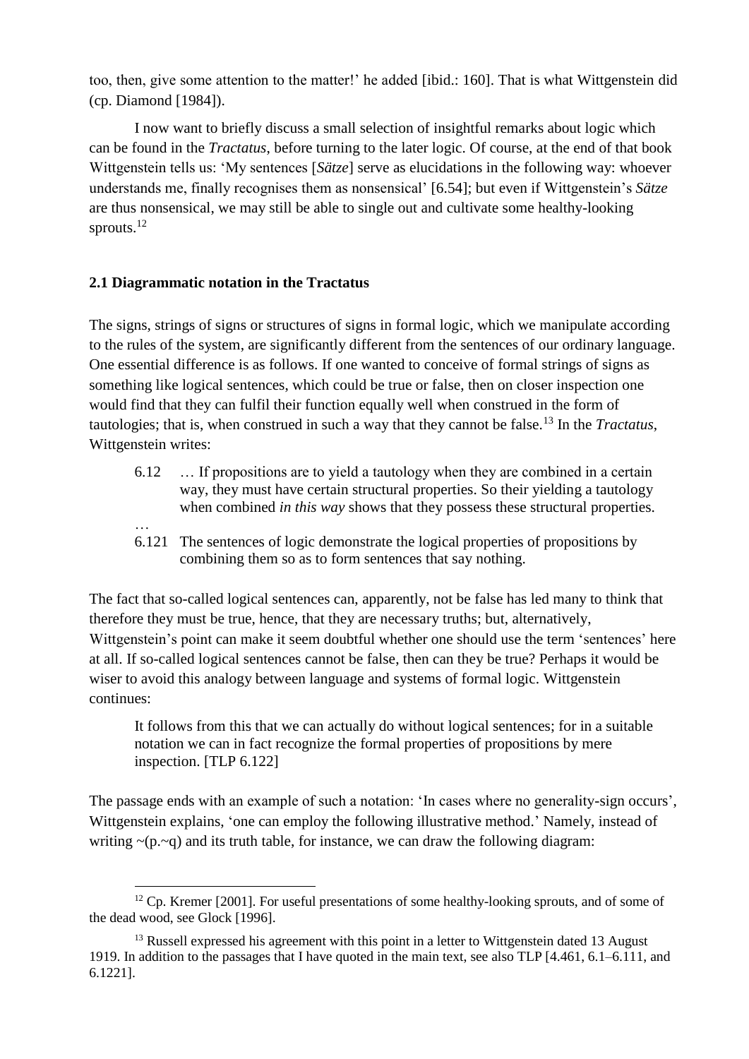too, then, give some attention to the matter!' he added [ibid.: 160]. That is what Wittgenstein did (cp. Diamond [1984]).

I now want to briefly discuss a small selection of insightful remarks about logic which can be found in the *Tractatus*, before turning to the later logic. Of course, at the end of that book Wittgenstein tells us: 'My sentences [*Sätze*] serve as elucidations in the following way: whoever understands me, finally recognises them as nonsensical' [6.54]; but even if Wittgenstein's *Sätze* are thus nonsensical, we may still be able to single out and cultivate some healthy-looking sprouts.[12]

## 2.1 Diagrammatic notation in the Tractatus

The signs, strings of signs or structures of signs in formal logic, which we manipulate according to the rules of the system, are significantly different from the sentences of our ordinary language. One essential difference is as follows. If one wanted to conceive of formal strings of signs as something like logical sentences, which could be true or false, then on closer inspection one would find that they can fulfil their function equally well when construed in the form of tautologies; that is, when construed in such a way that they cannot be false.[13] In the *Tractatus*, Wittgenstein writes:

> 6.12 … If propositions are to yield a tautology when they are combined in a certain way, they must have certain structural properties. So their yielding a tautology when combined *in this way* shows that they possess these structural properties.
>
> …
>
> 6.121 The sentences of logic demonstrate the logical properties of propositions by combining them so as to form sentences that say nothing.

The fact that so-called logical sentences can, apparently, not be false has led many to think that therefore they must be true, hence, that they are necessary truths; but, alternatively, Wittgenstein's point can make it seem doubtful whether one should use the term 'sentences' here at all. If so-called logical sentences cannot be false, then can they be true? Perhaps it would be wiser to avoid this analogy between language and systems of formal logic. Wittgenstein continues:

> It follows from this that we can actually do without logical sentences; for in a suitable notation we can in fact recognize the formal properties of propositions by mere inspection. [TLP 6.122]

The passage ends with an example of such a notation: 'In cases where no generality-sign occurs', Wittgenstein explains, 'one can employ the following illustrative method.' Namely, instead of writing ~(p.~q) and its truth table, for instance, we can draw the following diagram:

[12] Cp. Kremer [2001]. For useful presentations of some healthy-looking sprouts, and of some of the dead wood, see Glock [1996].

[13] Russell expressed his agreement with this point in a letter to Wittgenstein dated 13 August 1919. In addition to the passages that I have quoted in the main text, see also TLP [4.461, 6.1–6.111, and 6.1221].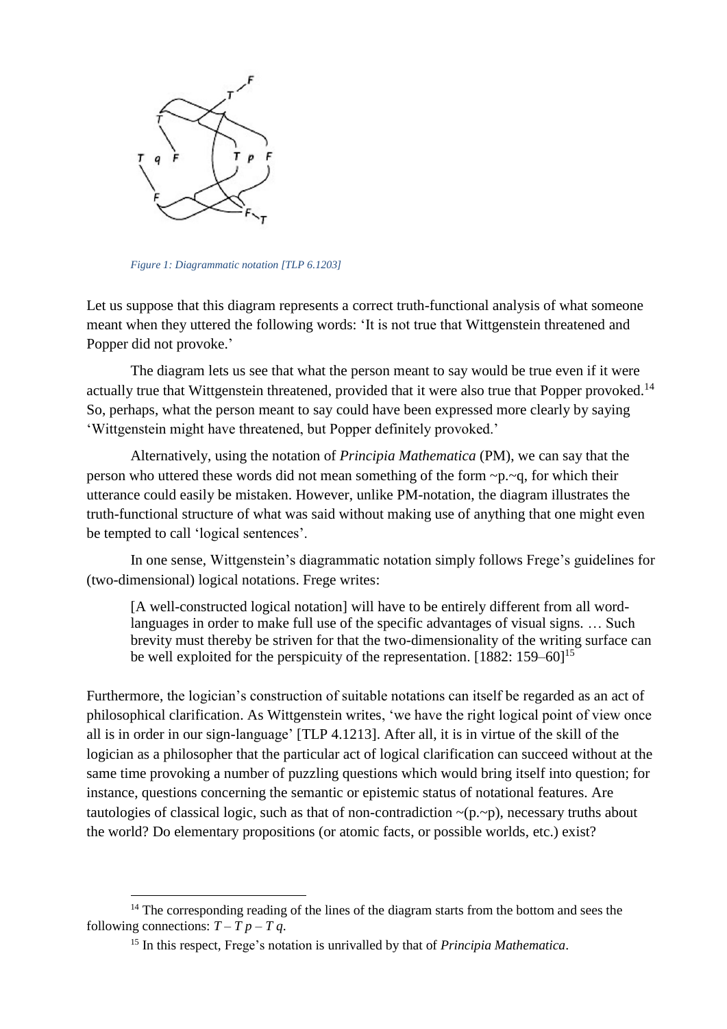Figure 1: Diagrammatic notation [TLP 6.1203]

Let us suppose that this diagram represents a correct truth-functional analysis of what someone meant when they uttered the following words: 'It is not true that Wittgenstein threatened and Popper did not provoke.'

The diagram lets us see that what the person meant to say would be true even if it were actually true that Wittgenstein threatened, provided that it were also true that Popper provoked.[14] So, perhaps, what the person meant to say could have been expressed more clearly by saying 'Wittgenstein might have threatened, but Popper definitely provoked.'

Alternatively, using the notation of *Principia Mathematica* (PM), we can say that the person who uttered these words did not mean something of the form ~p.~q, for which their utterance could easily be mistaken. However, unlike PM-notation, the diagram illustrates the truth-functional structure of what was said without making use of anything that one might even be tempted to call 'logical sentences'.

In one sense, Wittgenstein's diagrammatic notation simply follows Frege's guidelines for (two-dimensional) logical notations. Frege writes:

> [A well-constructed logical notation] will have to be entirely different from all word-languages in order to make full use of the specific advantages of visual signs. … Such brevity must thereby be striven for that the two-dimensionality of the writing surface can be well exploited for the perspicuity of the representation. [1882: 159–60][15]

Furthermore, the logician's construction of suitable notations can itself be regarded as an act of philosophical clarification. As Wittgenstein writes, 'we have the right logical point of view once all is in order in our sign-language' [TLP 4.1213]. After all, it is in virtue of the skill of the logician as a philosopher that the particular act of logical clarification can succeed without at the same time provoking a number of puzzling questions which would bring itself into question; for instance, questions concerning the semantic or epistemic status of notational features. Are tautologies of classical logic, such as that of non-contradiction ~(p.~p), necessary truths about the world? Do elementary propositions (or atomic facts, or possible worlds, etc.) exist?

---

[14] The corresponding reading of the lines of the diagram starts from the bottom and sees the following connections: *T* – *T p* – *T q*.

[15] In this respect, Frege's notation is unrivalled by that of *Principia Mathematica*.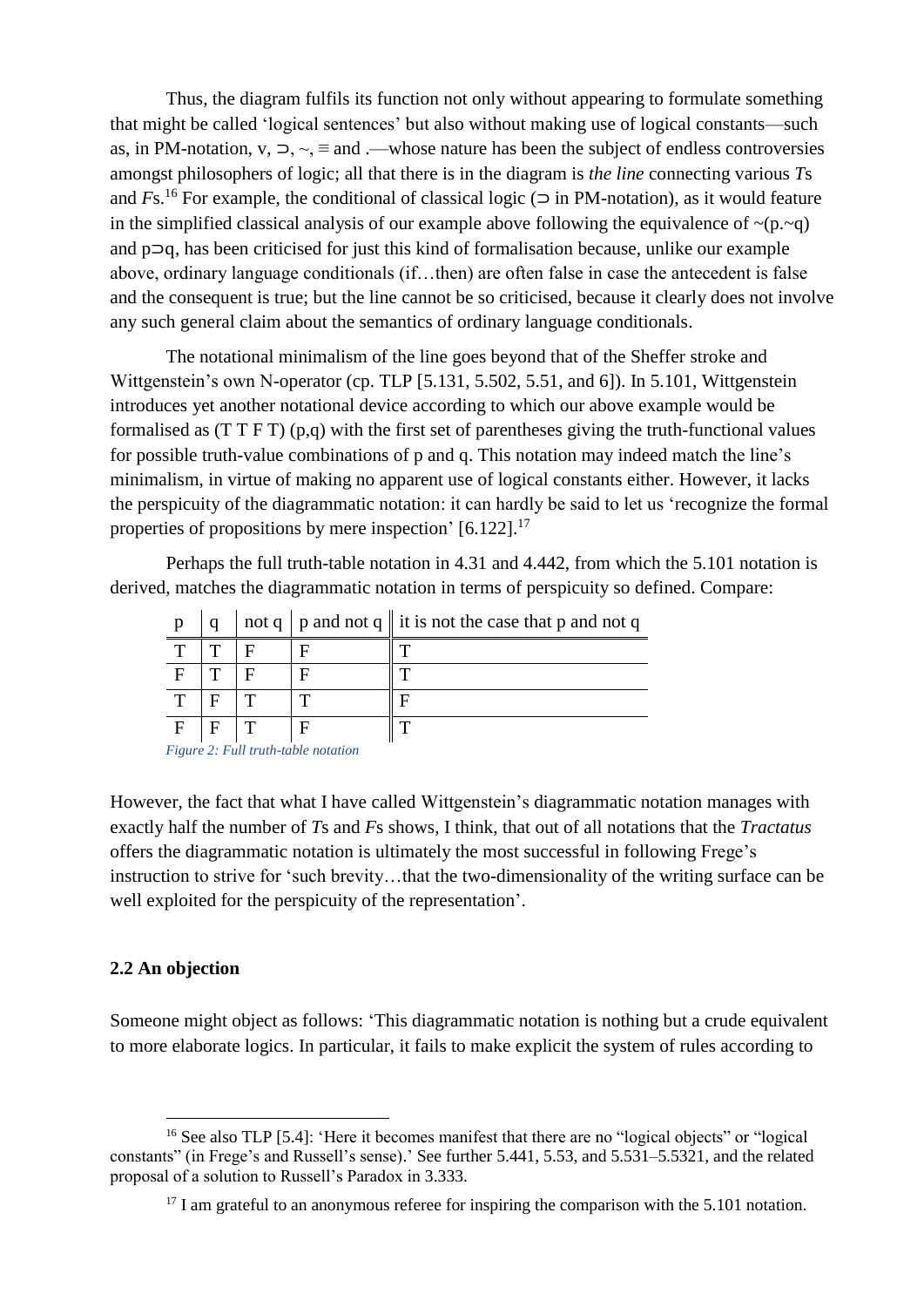Thus, the diagram fulfils its function not only without appearing to formulate something that might be called 'logical sentences' but also without making use of logical constants—such as, in PM-notation, v, ⊃, ~, ≡ and .—whose nature has been the subject of endless controversies amongst philosophers of logic; all that there is in the diagram is *the line* connecting various *T*s and *F*s.[16] For example, the conditional of classical logic (⊃ in PM-notation), as it would feature in the simplified classical analysis of our example above following the equivalence of ~(p.~q) and p⊃q, has been criticised for just this kind of formalisation because, unlike our example above, ordinary language conditionals (if…then) are often false in case the antecedent is false and the consequent is true; but the line cannot be so criticised, because it clearly does not involve any such general claim about the semantics of ordinary language conditionals.

The notational minimalism of the line goes beyond that of the Sheffer stroke and Wittgenstein's own N-operator (cp. TLP [5.131, 5.502, 5.51, and 6]). In 5.101, Wittgenstein introduces yet another notational device according to which our above example would be formalised as (T T F T) (p,q) with the first set of parentheses giving the truth-functional values for possible truth-value combinations of p and q. This notation may indeed match the line's minimalism, in virtue of making no apparent use of logical constants either. However, it lacks the perspicuity of the diagrammatic notation: it can hardly be said to let us 'recognize the formal properties of propositions by mere inspection' [6.122].[17]

Perhaps the full truth-table notation in 4.31 and 4.442, from which the 5.101 notation is derived, matches the diagrammatic notation in terms of perspicuity so defined. Compare:

| p | q | not q | p and not q | it is not the case that p and not q |
|---|---|---|---|---|
| T | T | F | F | T |
| F | T | F | F | T |
| T | F | T | T | F |
| F | F | T | F | T |

*Figure 2: Full truth-table notation*

However, the fact that what I have called Wittgenstein's diagrammatic notation manages with exactly half the number of *T*s and *F*s shows, I think, that out of all notations that the *Tractatus* offers the diagrammatic notation is ultimately the most successful in following Frege's instruction to strive for 'such brevity…that the two-dimensionality of the writing surface can be well exploited for the perspicuity of the representation'.

### 2.2 An objection

Someone might object as follows: 'This diagrammatic notation is nothing but a crude equivalent to more elaborate logics. In particular, it fails to make explicit the system of rules according to

---

[16] See also TLP [5.4]: 'Here it becomes manifest that there are no "logical objects" or "logical constants" (in Frege's and Russell's sense).' See further 5.441, 5.53, and 5.531–5.5321, and the related proposal of a solution to Russell's Paradox in 3.333.

[17] I am grateful to an anonymous referee for inspiring the comparison with the 5.101 notation.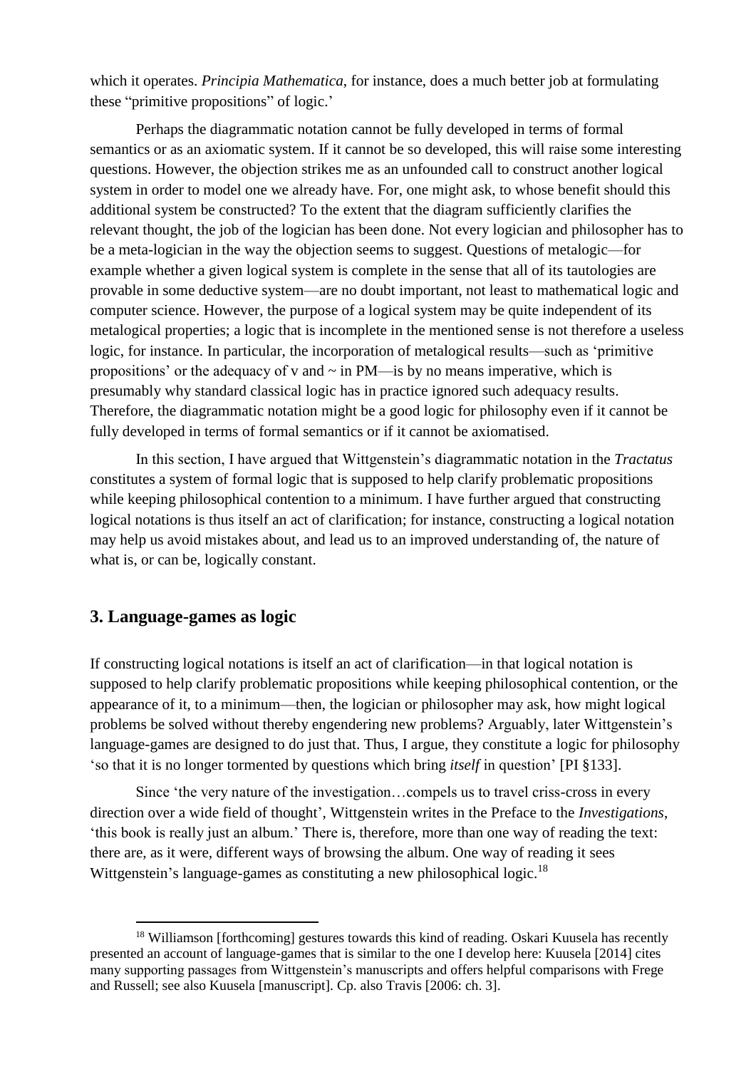which it operates. *Principia Mathematica*, for instance, does a much better job at formulating these "primitive propositions" of logic.'

Perhaps the diagrammatic notation cannot be fully developed in terms of formal semantics or as an axiomatic system. If it cannot be so developed, this will raise some interesting questions. However, the objection strikes me as an unfounded call to construct another logical system in order to model one we already have. For, one might ask, to whose benefit should this additional system be constructed? To the extent that the diagram sufficiently clarifies the relevant thought, the job of the logician has been done. Not every logician and philosopher has to be a meta-logician in the way the objection seems to suggest. Questions of metalogic—for example whether a given logical system is complete in the sense that all of its tautologies are provable in some deductive system—are no doubt important, not least to mathematical logic and computer science. However, the purpose of a logical system may be quite independent of its metalogical properties; a logic that is incomplete in the mentioned sense is not therefore a useless logic, for instance. In particular, the incorporation of metalogical results—such as 'primitive propositions' or the adequacy of v and ~ in PM—is by no means imperative, which is presumably why standard classical logic has in practice ignored such adequacy results. Therefore, the diagrammatic notation might be a good logic for philosophy even if it cannot be fully developed in terms of formal semantics or if it cannot be axiomatised.

In this section, I have argued that Wittgenstein's diagrammatic notation in the *Tractatus* constitutes a system of formal logic that is supposed to help clarify problematic propositions while keeping philosophical contention to a minimum. I have further argued that constructing logical notations is thus itself an act of clarification; for instance, constructing a logical notation may help us avoid mistakes about, and lead us to an improved understanding of, the nature of what is, or can be, logically constant.

## 3. Language-games as logic

If constructing logical notations is itself an act of clarification—in that logical notation is supposed to help clarify problematic propositions while keeping philosophical contention, or the appearance of it, to a minimum—then, the logician or philosopher may ask, how might logical problems be solved without thereby engendering new problems? Arguably, later Wittgenstein's language-games are designed to do just that. Thus, I argue, they constitute a logic for philosophy 'so that it is no longer tormented by questions which bring *itself* in question' [PI §133].

Since 'the very nature of the investigation…compels us to travel criss-cross in every direction over a wide field of thought', Wittgenstein writes in the Preface to the *Investigations*, 'this book is really just an album.' There is, therefore, more than one way of reading the text: there are, as it were, different ways of browsing the album. One way of reading it sees Wittgenstein's language-games as constituting a new philosophical logic.[18]

[18] Williamson [forthcoming] gestures towards this kind of reading. Oskari Kuusela has recently presented an account of language-games that is similar to the one I develop here: Kuusela [2014] cites many supporting passages from Wittgenstein's manuscripts and offers helpful comparisons with Frege and Russell; see also Kuusela [manuscript]. Cp. also Travis [2006: ch. 3].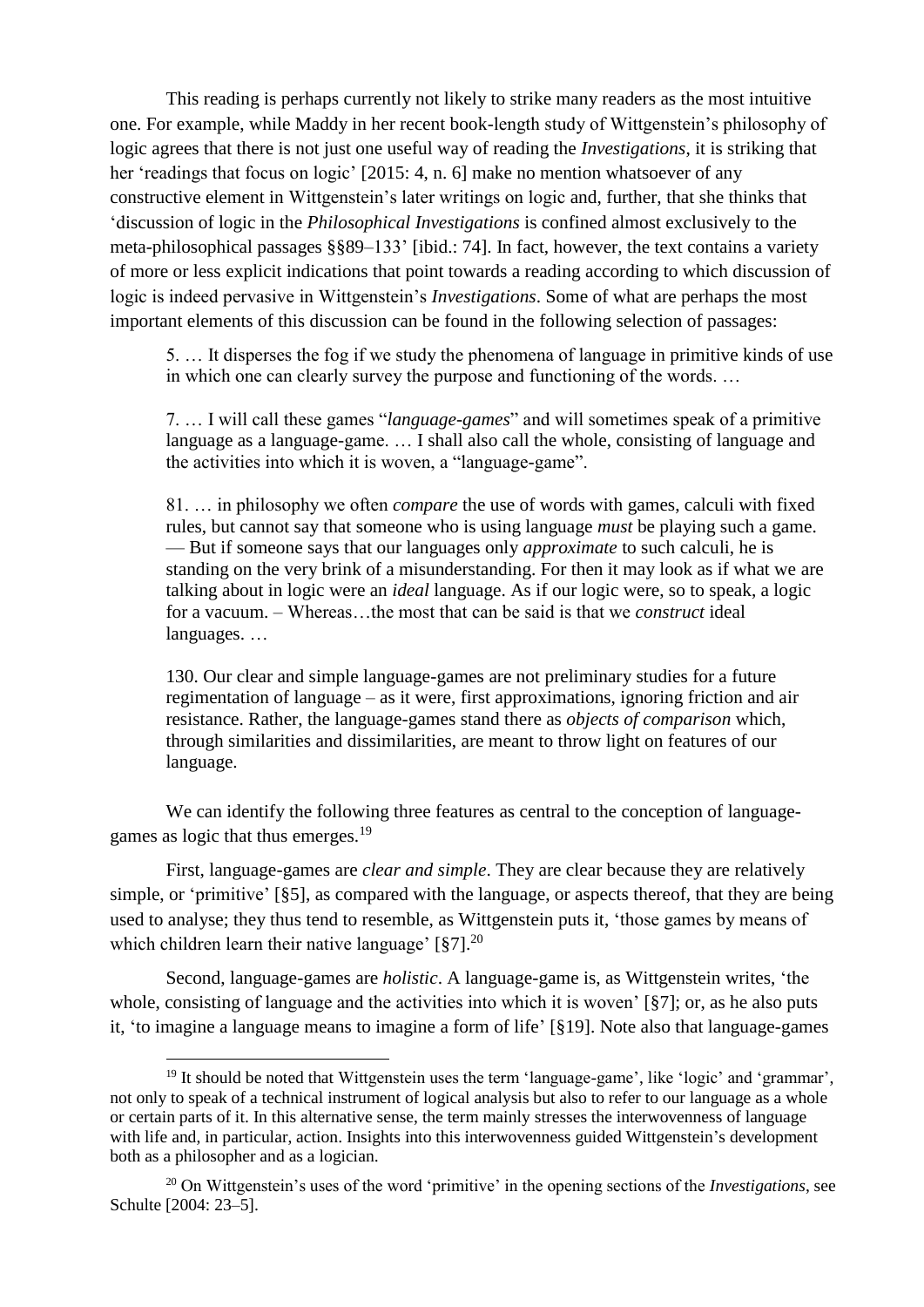This reading is perhaps currently not likely to strike many readers as the most intuitive one. For example, while Maddy in her recent book-length study of Wittgenstein's philosophy of logic agrees that there is not just one useful way of reading the *Investigations*, it is striking that her 'readings that focus on logic' [2015: 4, n. 6] make no mention whatsoever of any constructive element in Wittgenstein's later writings on logic and, further, that she thinks that 'discussion of logic in the *Philosophical Investigations* is confined almost exclusively to the meta-philosophical passages §§89–133' [ibid.: 74]. In fact, however, the text contains a variety of more or less explicit indications that point towards a reading according to which discussion of logic is indeed pervasive in Wittgenstein's *Investigations*. Some of what are perhaps the most important elements of this discussion can be found in the following selection of passages:

> 5. … It disperses the fog if we study the phenomena of language in primitive kinds of use in which one can clearly survey the purpose and functioning of the words. …
>
> 7. … I will call these games "*language-games*" and will sometimes speak of a primitive language as a language-game. … I shall also call the whole, consisting of language and the activities into which it is woven, a "language-game".
>
> 81. … in philosophy we often *compare* the use of words with games, calculi with fixed rules, but cannot say that someone who is using language *must* be playing such a game. — But if someone says that our languages only *approximate* to such calculi, he is standing on the very brink of a misunderstanding. For then it may look as if what we are talking about in logic were an *ideal* language. As if our logic were, so to speak, a logic for a vacuum. – Whereas…the most that can be said is that we *construct* ideal languages. …
>
> 130. Our clear and simple language-games are not preliminary studies for a future regimentation of language – as it were, first approximations, ignoring friction and air resistance. Rather, the language-games stand there as *objects of comparison* which, through similarities and dissimilarities, are meant to throw light on features of our language.

We can identify the following three features as central to the conception of language-games as logic that thus emerges.[19]

First, language-games are *clear and simple*. They are clear because they are relatively simple, or 'primitive' [§5], as compared with the language, or aspects thereof, that they are being used to analyse; they thus tend to resemble, as Wittgenstein puts it, 'those games by means of which children learn their native language' [§7].[20]

Second, language-games are *holistic*. A language-game is, as Wittgenstein writes, 'the whole, consisting of language and the activities into which it is woven' [§7]; or, as he also puts it, 'to imagine a language means to imagine a form of life' [§19]. Note also that language-games

---

[19] It should be noted that Wittgenstein uses the term 'language-game', like 'logic' and 'grammar', not only to speak of a technical instrument of logical analysis but also to refer to our language as a whole or certain parts of it. In this alternative sense, the term mainly stresses the interwovenness of language with life and, in particular, action. Insights into this interwovenness guided Wittgenstein's development both as a philosopher and as a logician.

[20] On Wittgenstein's uses of the word 'primitive' in the opening sections of the *Investigations*, see Schulte [2004: 23–5].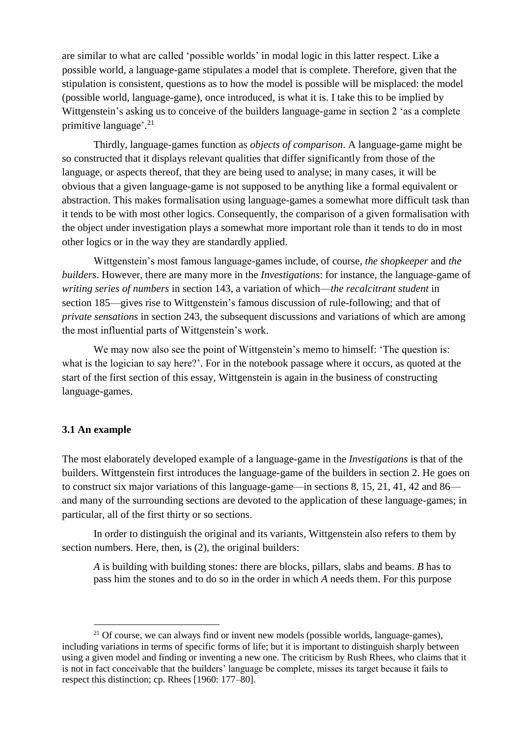are similar to what are called 'possible worlds' in modal logic in this latter respect. Like a possible world, a language-game stipulates a model that is complete. Therefore, given that the stipulation is consistent, questions as to how the model is possible will be misplaced: the model (possible world, language-game), once introduced, is what it is. I take this to be implied by Wittgenstein's asking us to conceive of the builders language-game in section 2 'as a complete primitive language'.[21]

Thirdly, language-games function as *objects of comparison*. A language-game might be so constructed that it displays relevant qualities that differ significantly from those of the language, or aspects thereof, that they are being used to analyse; in many cases, it will be obvious that a given language-game is not supposed to be anything like a formal equivalent or abstraction. This makes formalisation using language-games a somewhat more difficult task than it tends to be with most other logics. Consequently, the comparison of a given formalisation with the object under investigation plays a somewhat more important role than it tends to do in most other logics or in the way they are standardly applied.

Wittgenstein's most famous language-games include, of course, *the shopkeeper* and *the builders*. However, there are many more in the *Investigations*: for instance, the language-game of *writing series of numbers* in section 143, a variation of which—*the recalcitrant student* in section 185—gives rise to Wittgenstein's famous discussion of rule-following; and that of *private sensations* in section 243, the subsequent discussions and variations of which are among the most influential parts of Wittgenstein's work.

We may now also see the point of Wittgenstein's memo to himself: 'The question is: what is the logician to say here?'. For in the notebook passage where it occurs, as quoted at the start of the first section of this essay, Wittgenstein is again in the business of constructing language-games.

### 3.1 An example

The most elaborately developed example of a language-game in the *Investigations* is that of the builders. Wittgenstein first introduces the language-game of the builders in section 2. He goes on to construct six major variations of this language-game—in sections 8, 15, 21, 41, 42 and 86—and many of the surrounding sections are devoted to the application of these language-games; in particular, all of the first thirty or so sections.

In order to distinguish the original and its variants, Wittgenstein also refers to them by section numbers. Here, then, is (2), the original builders:

> *A* is building with building stones: there are blocks, pillars, slabs and beams. *B* has to pass him the stones and to do so in the order in which *A* needs them. For this purpose

---

[21] Of course, we can always find or invent new models (possible worlds, language-games), including variations in terms of specific forms of life; but it is important to distinguish sharply between using a given model and finding or inventing a new one. The criticism by Rush Rhees, who claims that it is not in fact conceivable that the builders' language be complete, misses its target because it fails to respect this distinction; cp. Rhees [1960: 177–80].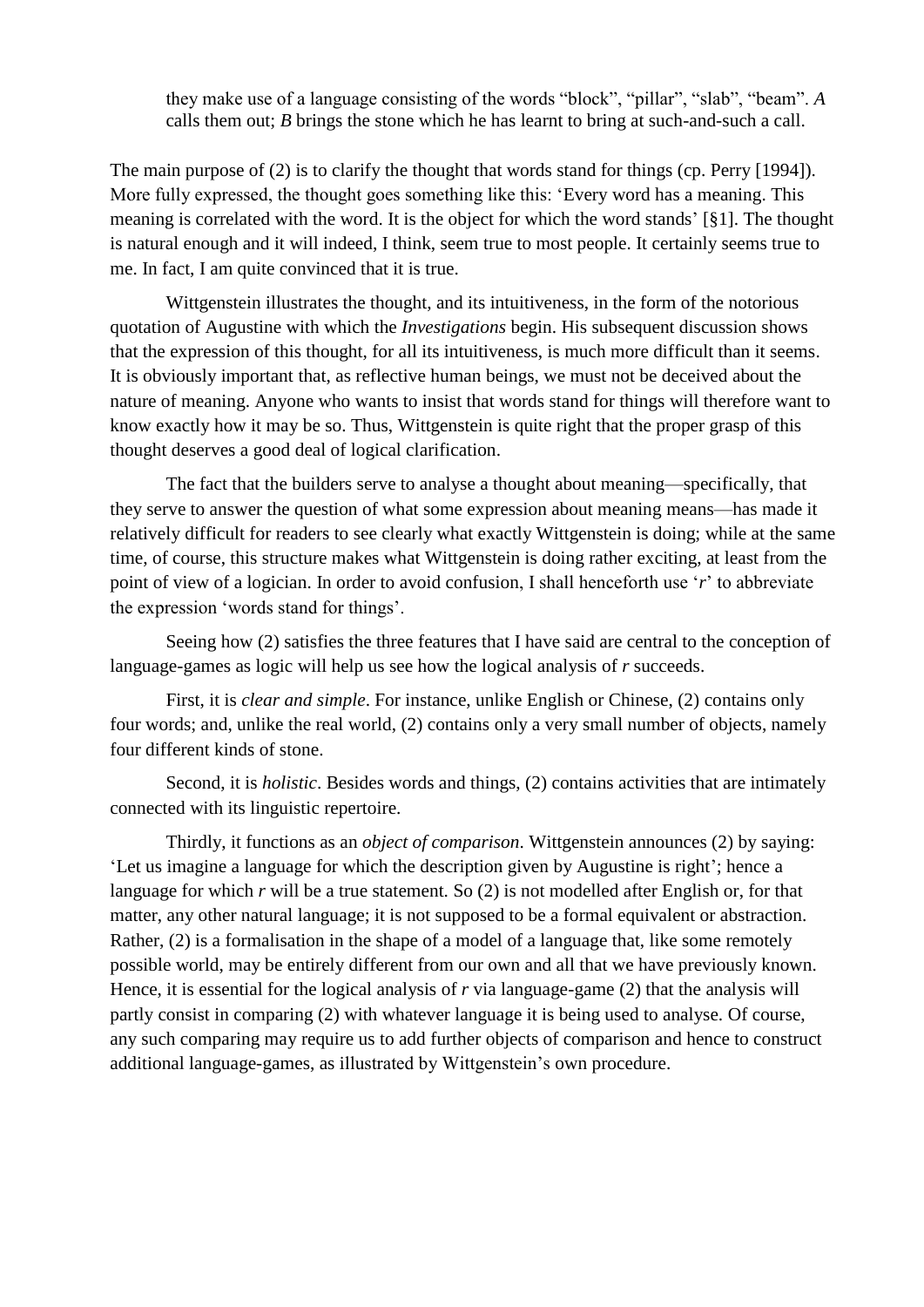> they make use of a language consisting of the words “block”, “pillar”, “slab”, “beam”. *A* calls them out; *B* brings the stone which he has learnt to bring at such-and-such a call.

The main purpose of (2) is to clarify the thought that words stand for things (cp. Perry [1994]). More fully expressed, the thought goes something like this: ‘Every word has a meaning. This meaning is correlated with the word. It is the object for which the word stands’ [§1]. The thought is natural enough and it will indeed, I think, seem true to most people. It certainly seems true to me. In fact, I am quite convinced that it is true.

Wittgenstein illustrates the thought, and its intuitiveness, in the form of the notorious quotation of Augustine with which the *Investigations* begin. His subsequent discussion shows that the expression of this thought, for all its intuitiveness, is much more difficult than it seems. It is obviously important that, as reflective human beings, we must not be deceived about the nature of meaning. Anyone who wants to insist that words stand for things will therefore want to know exactly how it may be so. Thus, Wittgenstein is quite right that the proper grasp of this thought deserves a good deal of logical clarification.

The fact that the builders serve to analyse a thought about meaning—specifically, that they serve to answer the question of what some expression about meaning means—has made it relatively difficult for readers to see clearly what exactly Wittgenstein is doing; while at the same time, of course, this structure makes what Wittgenstein is doing rather exciting, at least from the point of view of a logician. In order to avoid confusion, I shall henceforth use ‘*r*’ to abbreviate the expression ‘words stand for things’.

Seeing how (2) satisfies the three features that I have said are central to the conception of language-games as logic will help us see how the logical analysis of *r* succeeds.

First, it is *clear and simple*. For instance, unlike English or Chinese, (2) contains only four words; and, unlike the real world, (2) contains only a very small number of objects, namely four different kinds of stone.

Second, it is *holistic*. Besides words and things, (2) contains activities that are intimately connected with its linguistic repertoire.

Thirdly, it functions as an *object of comparison*. Wittgenstein announces (2) by saying: ‘Let us imagine a language for which the description given by Augustine is right’; hence a language for which *r* will be a true statement. So (2) is not modelled after English or, for that matter, any other natural language; it is not supposed to be a formal equivalent or abstraction. Rather, (2) is a formalisation in the shape of a model of a language that, like some remotely possible world, may be entirely different from our own and all that we have previously known. Hence, it is essential for the logical analysis of *r* via language-game (2) that the analysis will partly consist in comparing (2) with whatever language it is being used to analyse. Of course, any such comparing may require us to add further objects of comparison and hence to construct additional language-games, as illustrated by Wittgenstein’s own procedure.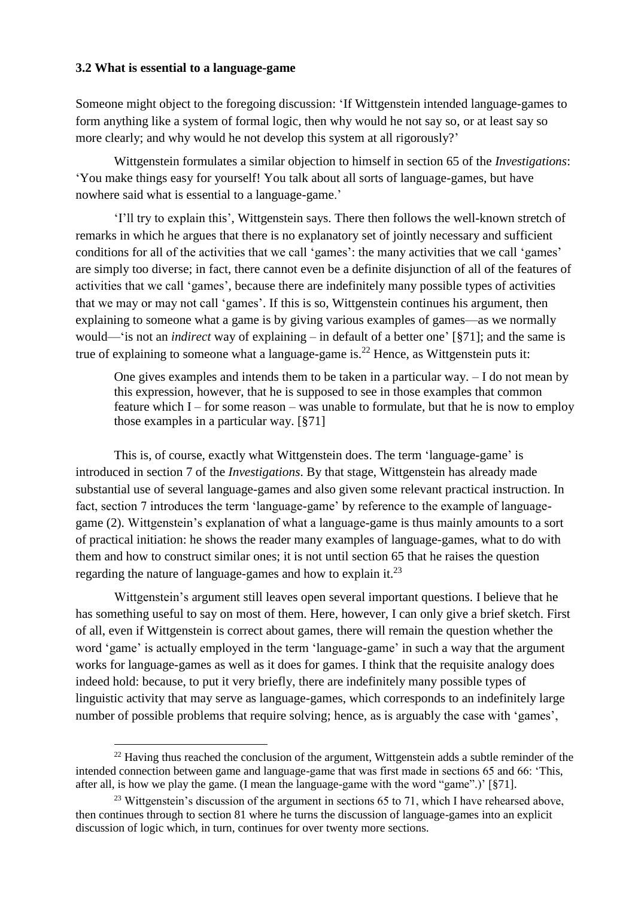### 3.2 What is essential to a language-game

Someone might object to the foregoing discussion: 'If Wittgenstein intended language-games to form anything like a system of formal logic, then why would he not say so, or at least say so more clearly; and why would he not develop this system at all rigorously?'

Wittgenstein formulates a similar objection to himself in section 65 of the *Investigations*: 'You make things easy for yourself! You talk about all sorts of language-games, but have nowhere said what is essential to a language-game.'

'I'll try to explain this', Wittgenstein says. There then follows the well-known stretch of remarks in which he argues that there is no explanatory set of jointly necessary and sufficient conditions for all of the activities that we call 'games': the many activities that we call 'games' are simply too diverse; in fact, there cannot even be a definite disjunction of all of the features of activities that we call 'games', because there are indefinitely many possible types of activities that we may or may not call 'games'. If this is so, Wittgenstein continues his argument, then explaining to someone what a game is by giving various examples of games—as we normally would—'is not an *indirect* way of explaining – in default of a better one' [§71]; and the same is true of explaining to someone what a language-game is.[22] Hence, as Wittgenstein puts it:

> One gives examples and intends them to be taken in a particular way. – I do not mean by this expression, however, that he is supposed to see in those examples that common feature which I – for some reason – was unable to formulate, but that he is now to employ those examples in a particular way. [§71]

This is, of course, exactly what Wittgenstein does. The term 'language-game' is introduced in section 7 of the *Investigations*. By that stage, Wittgenstein has already made substantial use of several language-games and also given some relevant practical instruction. In fact, section 7 introduces the term 'language-game' by reference to the example of language-game (2). Wittgenstein's explanation of what a language-game is thus mainly amounts to a sort of practical initiation: he shows the reader many examples of language-games, what to do with them and how to construct similar ones; it is not until section 65 that he raises the question regarding the nature of language-games and how to explain it.[23]

Wittgenstein's argument still leaves open several important questions. I believe that he has something useful to say on most of them. Here, however, I can only give a brief sketch. First of all, even if Wittgenstein is correct about games, there will remain the question whether the word 'game' is actually employed in the term 'language-game' in such a way that the argument works for language-games as well as it does for games. I think that the requisite analogy does indeed hold: because, to put it very briefly, there are indefinitely many possible types of linguistic activity that may serve as language-games, which corresponds to an indefinitely large number of possible problems that require solving; hence, as is arguably the case with 'games',

---

[22] Having thus reached the conclusion of the argument, Wittgenstein adds a subtle reminder of the intended connection between game and language-game that was first made in sections 65 and 66: 'This, after all, is how we play the game. (I mean the language-game with the word "game".)' [§71].

[23] Wittgenstein's discussion of the argument in sections 65 to 71, which I have rehearsed above, then continues through to section 81 where he turns the discussion of language-games into an explicit discussion of logic which, in turn, continues for over twenty more sections.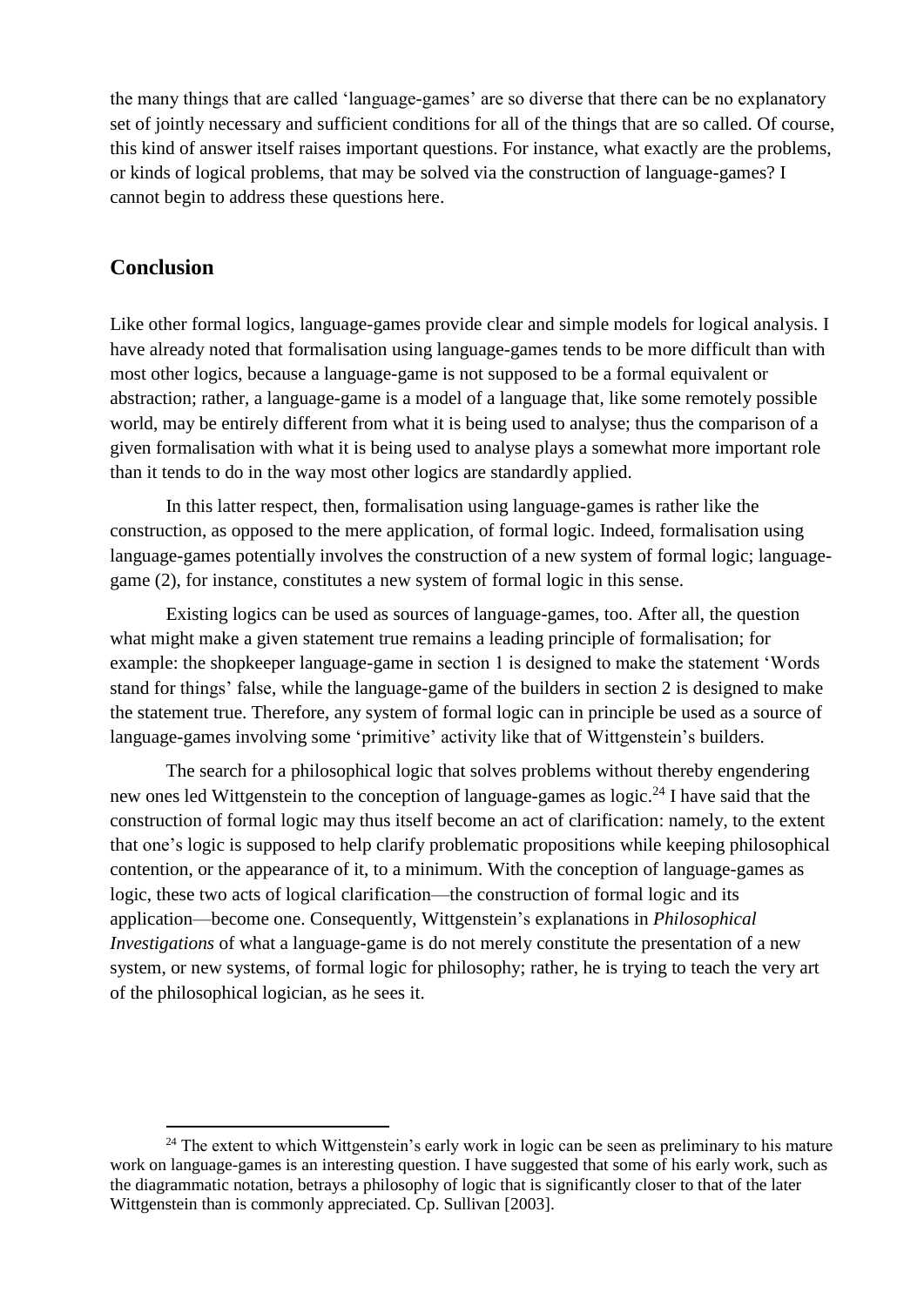the many things that are called 'language-games' are so diverse that there can be no explanatory set of jointly necessary and sufficient conditions for all of the things that are so called. Of course, this kind of answer itself raises important questions. For instance, what exactly are the problems, or kinds of logical problems, that may be solved via the construction of language-games? I cannot begin to address these questions here.

## Conclusion

Like other formal logics, language-games provide clear and simple models for logical analysis. I have already noted that formalisation using language-games tends to be more difficult than with most other logics, because a language-game is not supposed to be a formal equivalent or abstraction; rather, a language-game is a model of a language that, like some remotely possible world, may be entirely different from what it is being used to analyse; thus the comparison of a given formalisation with what it is being used to analyse plays a somewhat more important role than it tends to do in the way most other logics are standardly applied.

In this latter respect, then, formalisation using language-games is rather like the construction, as opposed to the mere application, of formal logic. Indeed, formalisation using language-games potentially involves the construction of a new system of formal logic; language-game (2), for instance, constitutes a new system of formal logic in this sense.

Existing logics can be used as sources of language-games, too. After all, the question what might make a given statement true remains a leading principle of formalisation; for example: the shopkeeper language-game in section 1 is designed to make the statement 'Words stand for things' false, while the language-game of the builders in section 2 is designed to make the statement true. Therefore, any system of formal logic can in principle be used as a source of language-games involving some 'primitive' activity like that of Wittgenstein's builders.

The search for a philosophical logic that solves problems without thereby engendering new ones led Wittgenstein to the conception of language-games as logic.[24] I have said that the construction of formal logic may thus itself become an act of clarification: namely, to the extent that one's logic is supposed to help clarify problematic propositions while keeping philosophical contention, or the appearance of it, to a minimum. With the conception of language-games as logic, these two acts of logical clarification—the construction of formal logic and its application—become one. Consequently, Wittgenstein's explanations in *Philosophical Investigations* of what a language-game is do not merely constitute the presentation of a new system, or new systems, of formal logic for philosophy; rather, he is trying to teach the very art of the philosophical logician, as he sees it.

[24] The extent to which Wittgenstein's early work in logic can be seen as preliminary to his mature work on language-games is an interesting question. I have suggested that some of his early work, such as the diagrammatic notation, betrays a philosophy of logic that is significantly closer to that of the later Wittgenstein than is commonly appreciated. Cp. Sullivan [2003].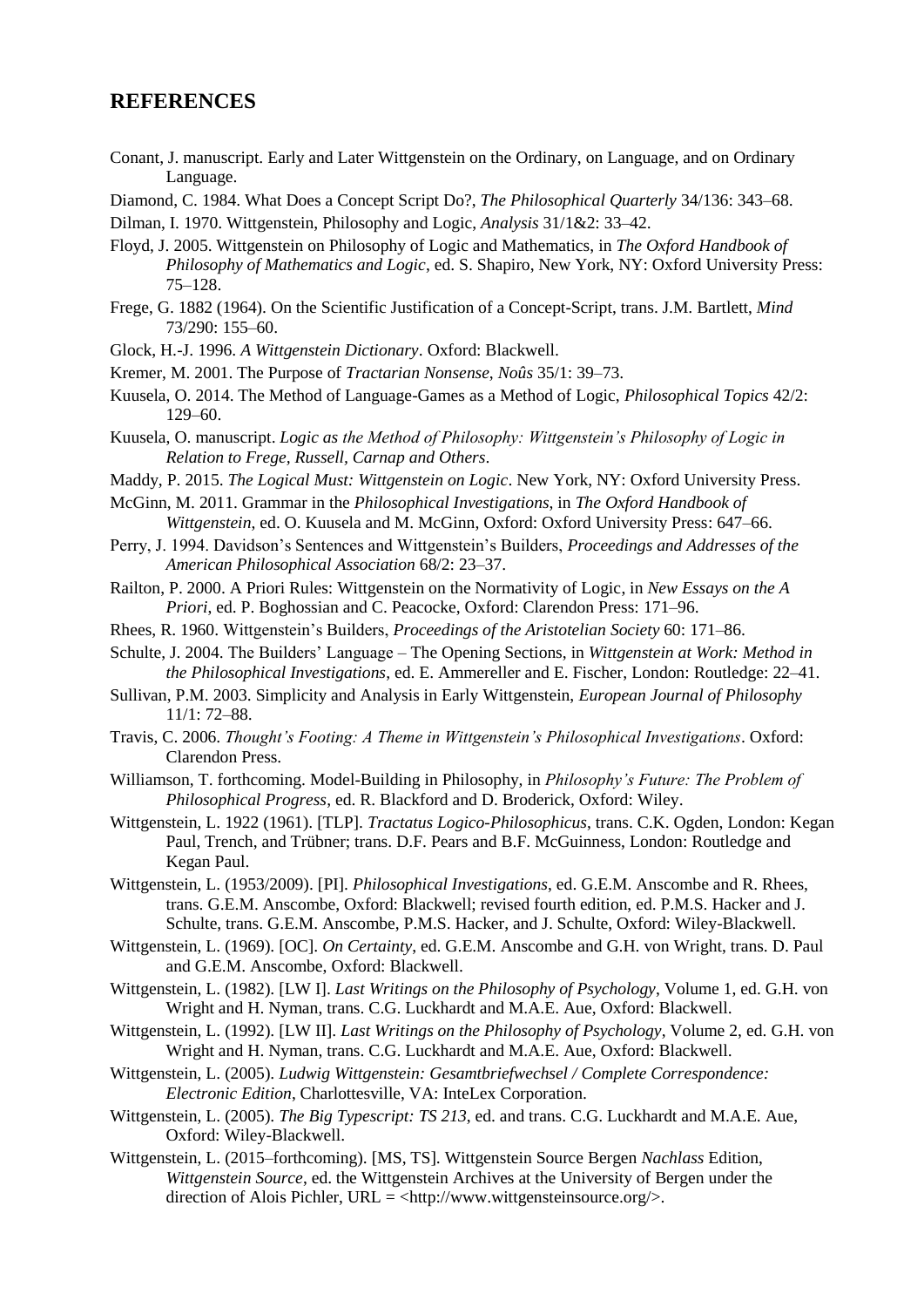## REFERENCES

Conant, J. manuscript. Early and Later Wittgenstein on the Ordinary, on Language, and on Ordinary Language.

Diamond, C. 1984. What Does a Concept Script Do?, *The Philosophical Quarterly* 34/136: 343–68.

Dilman, I. 1970. Wittgenstein, Philosophy and Logic, *Analysis* 31/1&2: 33–42.

Floyd, J. 2005. Wittgenstein on Philosophy of Logic and Mathematics, in *The Oxford Handbook of Philosophy of Mathematics and Logic*, ed. S. Shapiro, New York, NY: Oxford University Press: 75–128.

Frege, G. 1882 (1964). On the Scientific Justification of a Concept-Script, trans. J.M. Bartlett, *Mind* 73/290: 155–60.

Glock, H.-J. 1996. *A Wittgenstein Dictionary*. Oxford: Blackwell.

Kremer, M. 2001. The Purpose of *Tractarian Nonsense*, *Noûs* 35/1: 39–73.

Kuusela, O. 2014. The Method of Language-Games as a Method of Logic, *Philosophical Topics* 42/2: 129–60.

Kuusela, O. manuscript. *Logic as the Method of Philosophy: Wittgenstein's Philosophy of Logic in Relation to Frege, Russell, Carnap and Others*.

Maddy, P. 2015. *The Logical Must: Wittgenstein on Logic*. New York, NY: Oxford University Press.

McGinn, M. 2011. Grammar in the *Philosophical Investigations*, in *The Oxford Handbook of Wittgenstein*, ed. O. Kuusela and M. McGinn, Oxford: Oxford University Press: 647–66.

Perry, J. 1994. Davidson's Sentences and Wittgenstein's Builders, *Proceedings and Addresses of the American Philosophical Association* 68/2: 23–37.

Railton, P. 2000. A Priori Rules: Wittgenstein on the Normativity of Logic, in *New Essays on the A Priori*, ed. P. Boghossian and C. Peacocke, Oxford: Clarendon Press: 171–96.

Rhees, R. 1960. Wittgenstein's Builders, *Proceedings of the Aristotelian Society* 60: 171–86.

Schulte, J. 2004. The Builders' Language – The Opening Sections, in *Wittgenstein at Work: Method in the Philosophical Investigations*, ed. E. Ammereller and E. Fischer, London: Routledge: 22–41.

Sullivan, P.M. 2003. Simplicity and Analysis in Early Wittgenstein, *European Journal of Philosophy* 11/1: 72–88.

Travis, C. 2006. *Thought's Footing: A Theme in Wittgenstein's Philosophical Investigations*. Oxford: Clarendon Press.

Williamson, T. forthcoming. Model-Building in Philosophy, in *Philosophy's Future: The Problem of Philosophical Progress*, ed. R. Blackford and D. Broderick, Oxford: Wiley.

Wittgenstein, L. 1922 (1961). [TLP]. *Tractatus Logico-Philosophicus*, trans. C.K. Ogden, London: Kegan Paul, Trench, and Trübner; trans. D.F. Pears and B.F. McGuinness, London: Routledge and Kegan Paul.

Wittgenstein, L. (1953/2009). [PI]. *Philosophical Investigations*, ed. G.E.M. Anscombe and R. Rhees, trans. G.E.M. Anscombe, Oxford: Blackwell; revised fourth edition, ed. P.M.S. Hacker and J. Schulte, trans. G.E.M. Anscombe, P.M.S. Hacker, and J. Schulte, Oxford: Wiley-Blackwell.

Wittgenstein, L. (1969). [OC]. *On Certainty*, ed. G.E.M. Anscombe and G.H. von Wright, trans. D. Paul and G.E.M. Anscombe, Oxford: Blackwell.

Wittgenstein, L. (1982). [LW I]. *Last Writings on the Philosophy of Psychology*, Volume 1, ed. G.H. von Wright and H. Nyman, trans. C.G. Luckhardt and M.A.E. Aue, Oxford: Blackwell.

Wittgenstein, L. (1992). [LW II]. *Last Writings on the Philosophy of Psychology*, Volume 2, ed. G.H. von Wright and H. Nyman, trans. C.G. Luckhardt and M.A.E. Aue, Oxford: Blackwell.

Wittgenstein, L. (2005). *Ludwig Wittgenstein: Gesamtbriefwechsel / Complete Correspondence: Electronic Edition*, Charlottesville, VA: InteLex Corporation.

Wittgenstein, L. (2005). *The Big Typescript: TS 213*, ed. and trans. C.G. Luckhardt and M.A.E. Aue, Oxford: Wiley-Blackwell.

Wittgenstein, L. (2015–forthcoming). [MS, TS]. Wittgenstein Source Bergen *Nachlass* Edition, *Wittgenstein Source*, ed. the Wittgenstein Archives at the University of Bergen under the direction of Alois Pichler, URL = <http://www.wittgensteinsource.org/>.